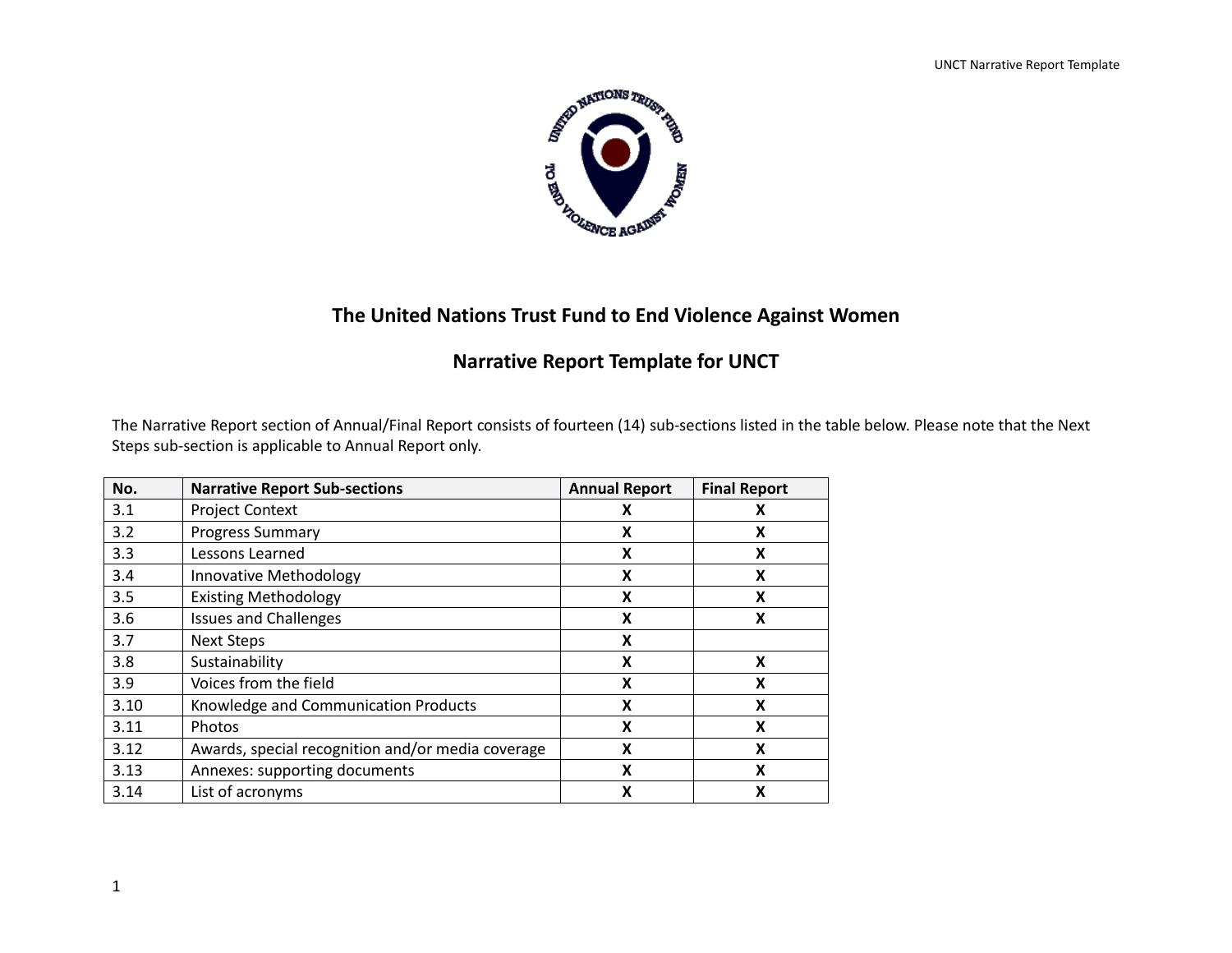# The United Nations Trust Fund to End Violence Against Women

## Narrative Report Template for UNCT

The Narrative Report section of Annual/Final Report consists of fourteen (14) sub-sections listed in the table below. Please note that the Next Steps sub-section is applicable to Annual Report only.

| No. | Narrative Report Sub-sections | Annual Report | Final Report |
|---|---|---|---|
| 3.1 | Project Context | X | X |
| 3.2 | Progress Summary | X | X |
| 3.3 | Lessons Learned | X | X |
| 3.4 | Innovative Methodology | X | X |
| 3.5 | Existing Methodology | X | X |
| 3.6 | Issues and Challenges | X | X |
| 3.7 | Next Steps | X | |
| 3.8 | Sustainability | X | X |
| 3.9 | Voices from the field | X | X |
| 3.10 | Knowledge and Communication Products | X | X |
| 3.11 | Photos | X | X |
| 3.12 | Awards, special recognition and/or media coverage | X | X |
| 3.13 | Annexes: supporting documents | X | X |
| 3.14 | List of acronyms | X | X |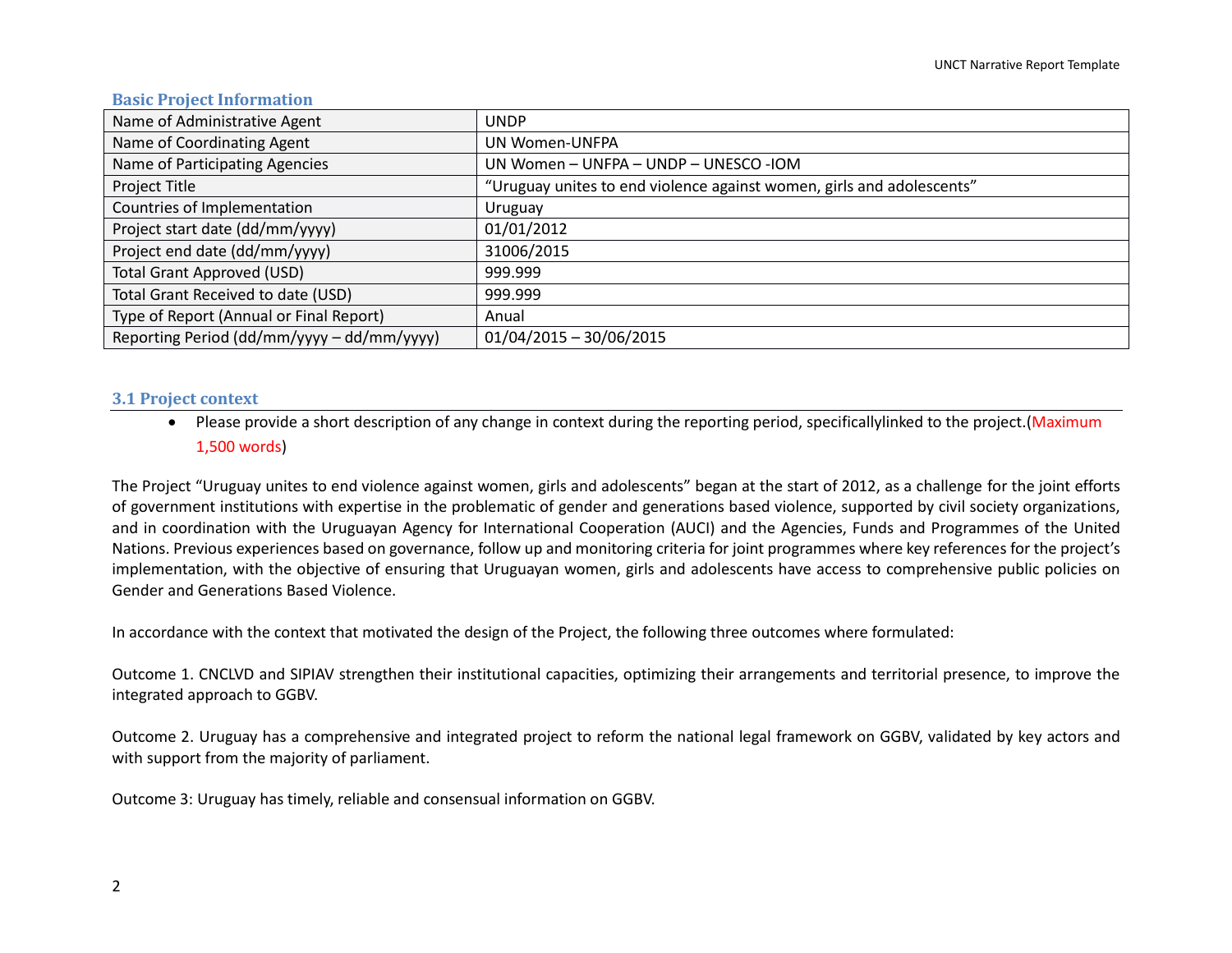### Basic Project Information

| Name of Administrative Agent | UNDP |
| --- | --- |
| Name of Coordinating Agent | UN Women-UNFPA |
| Name of Participating Agencies | UN Women – UNFPA – UNDP – UNESCO -IOM |
| Project Title | "Uruguay unites to end violence against women, girls and adolescents" |
| Countries of Implementation | Uruguay |
| Project start date (dd/mm/yyyy) | 01/01/2012 |
| Project end date (dd/mm/yyyy) | 31006/2015 |
| Total Grant Approved (USD) | 999.999 |
| Total Grant Received to date (USD) | 999.999 |
| Type of Report (Annual or Final Report) | Anual |
| Reporting Period (dd/mm/yyyy – dd/mm/yyyy) | 01/04/2015 – 30/06/2015 |

### 3.1 Project context

- Please provide a short description of any change in context during the reporting period, specificallylinked to the project.(Maximum 1,500 words)

The Project "Uruguay unites to end violence against women, girls and adolescents" began at the start of 2012, as a challenge for the joint efforts of government institutions with expertise in the problematic of gender and generations based violence, supported by civil society organizations, and in coordination with the Uruguayan Agency for International Cooperation (AUCI) and the Agencies, Funds and Programmes of the United Nations. Previous experiences based on governance, follow up and monitoring criteria for joint programmes where key references for the project's implementation, with the objective of ensuring that Uruguayan women, girls and adolescents have access to comprehensive public policies on Gender and Generations Based Violence.

In accordance with the context that motivated the design of the Project, the following three outcomes where formulated:

Outcome 1. CNCLVD and SIPIAV strengthen their institutional capacities, optimizing their arrangements and territorial presence, to improve the integrated approach to GGBV.

Outcome 2. Uruguay has a comprehensive and integrated project to reform the national legal framework on GGBV, validated by key actors and with support from the majority of parliament.

Outcome 3: Uruguay has timely, reliable and consensual information on GGBV.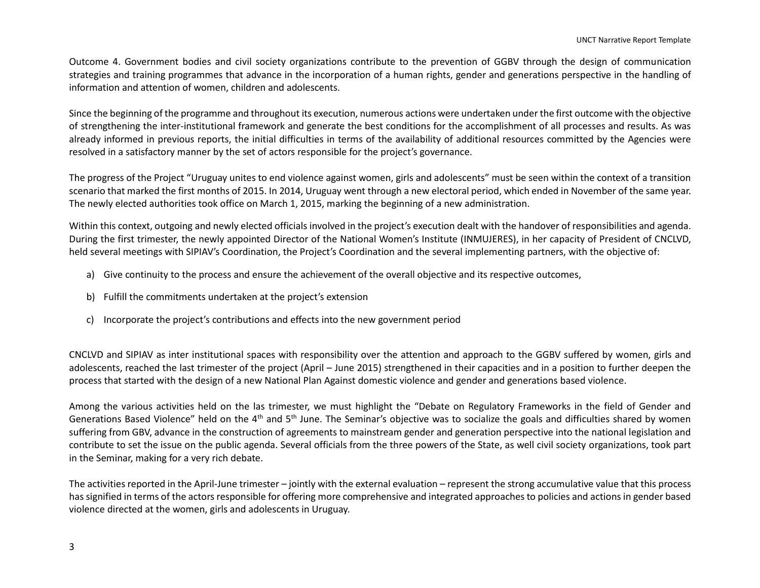Outcome 4. Government bodies and civil society organizations contribute to the prevention of GGBV through the design of communication strategies and training programmes that advance in the incorporation of a human rights, gender and generations perspective in the handling of information and attention of women, children and adolescents.

Since the beginning of the programme and throughout its execution, numerous actions were undertaken under the first outcome with the objective of strengthening the inter-institutional framework and generate the best conditions for the accomplishment of all processes and results. As was already informed in previous reports, the initial difficulties in terms of the availability of additional resources committed by the Agencies were resolved in a satisfactory manner by the set of actors responsible for the project's governance.

The progress of the Project "Uruguay unites to end violence against women, girls and adolescents" must be seen within the context of a transition scenario that marked the first months of 2015. In 2014, Uruguay went through a new electoral period, which ended in November of the same year. The newly elected authorities took office on March 1, 2015, marking the beginning of a new administration.

Within this context, outgoing and newly elected officials involved in the project's execution dealt with the handover of responsibilities and agenda. During the first trimester, the newly appointed Director of the National Women's Institute (INMUJERES), in her capacity of President of CNCLVD, held several meetings with SIPIAV's Coordination, the Project's Coordination and the several implementing partners, with the objective of:

a) Give continuity to the process and ensure the achievement of the overall objective and its respective outcomes,

b) Fulfill the commitments undertaken at the project's extension

c) Incorporate the project's contributions and effects into the new government period

CNCLVD and SIPIAV as inter institutional spaces with responsibility over the attention and approach to the GGBV suffered by women, girls and adolescents, reached the last trimester of the project (April – June 2015) strengthened in their capacities and in a position to further deepen the process that started with the design of a new National Plan Against domestic violence and gender and generations based violence.

Among the various activities held on the las trimester, we must highlight the "Debate on Regulatory Frameworks in the field of Gender and Generations Based Violence" held on the 4th and 5th June. The Seminar's objective was to socialize the goals and difficulties shared by women suffering from GBV, advance in the construction of agreements to mainstream gender and generation perspective into the national legislation and contribute to set the issue on the public agenda. Several officials from the three powers of the State, as well civil society organizations, took part in the Seminar, making for a very rich debate.

The activities reported in the April-June trimester – jointly with the external evaluation – represent the strong accumulative value that this process has signified in terms of the actors responsible for offering more comprehensive and integrated approaches to policies and actions in gender based violence directed at the women, girls and adolescents in Uruguay.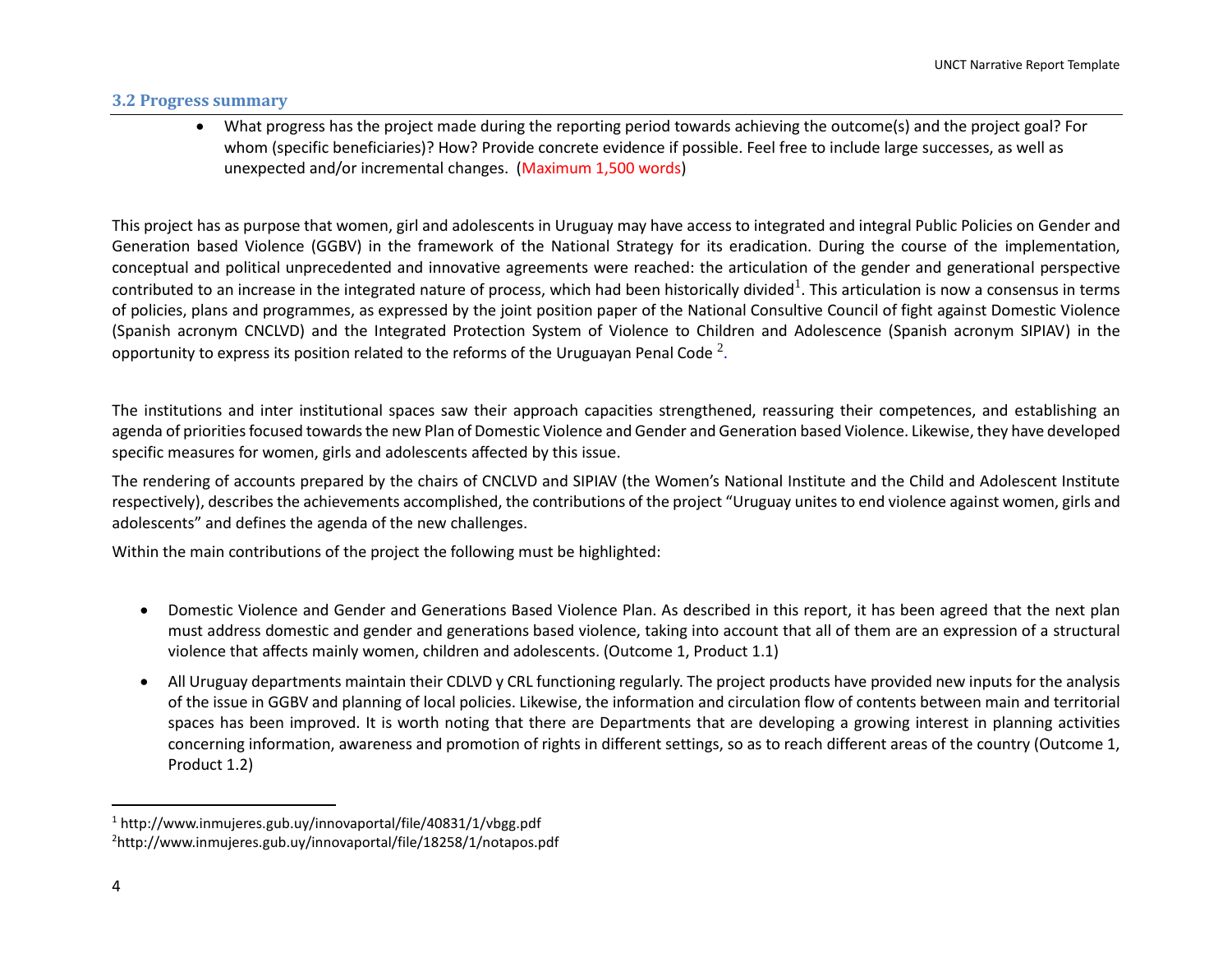### 3.2 Progress summary

- What progress has the project made during the reporting period towards achieving the outcome(s) and the project goal? For whom (specific beneficiaries)? How? Provide concrete evidence if possible. Feel free to include large successes, as well as unexpected and/or incremental changes. (Maximum 1,500 words)

This project has as purpose that women, girl and adolescents in Uruguay may have access to integrated and integral Public Policies on Gender and Generation based Violence (GGBV) in the framework of the National Strategy for its eradication. During the course of the implementation, conceptual and political unprecedented and innovative agreements were reached: the articulation of the gender and generational perspective contributed to an increase in the integrated nature of process, which had been historically divided[1]. This articulation is now a consensus in terms of policies, plans and programmes, as expressed by the joint position paper of the National Consultive Council of fight against Domestic Violence (Spanish acronym CNCLVD) and the Integrated Protection System of Violence to Children and Adolescence (Spanish acronym SIPIAV) in the opportunity to express its position related to the reforms of the Uruguayan Penal Code [2].

The institutions and inter institutional spaces saw their approach capacities strengthened, reassuring their competences, and establishing an agenda of priorities focused towards the new Plan of Domestic Violence and Gender and Generation based Violence. Likewise, they have developed specific measures for women, girls and adolescents affected by this issue.

The rendering of accounts prepared by the chairs of CNCLVD and SIPIAV (the Women's National Institute and the Child and Adolescent Institute respectively), describes the achievements accomplished, the contributions of the project "Uruguay unites to end violence against women, girls and adolescents" and defines the agenda of the new challenges.

Within the main contributions of the project the following must be highlighted:

- Domestic Violence and Gender and Generations Based Violence Plan. As described in this report, it has been agreed that the next plan must address domestic and gender and generations based violence, taking into account that all of them are an expression of a structural violence that affects mainly women, children and adolescents. (Outcome 1, Product 1.1)
- All Uruguay departments maintain their CDLVD y CRL functioning regularly. The project products have provided new inputs for the analysis of the issue in GGBV and planning of local policies. Likewise, the information and circulation flow of contents between main and territorial spaces has been improved. It is worth noting that there are Departments that are developing a growing interest in planning activities concerning information, awareness and promotion of rights in different settings, so as to reach different areas of the country (Outcome 1, Product 1.2)

[1] http://www.inmujeres.gub.uy/innovaportal/file/40831/1/vbgg.pdf
[2] http://www.inmujeres.gub.uy/innovaportal/file/18258/1/notapos.pdf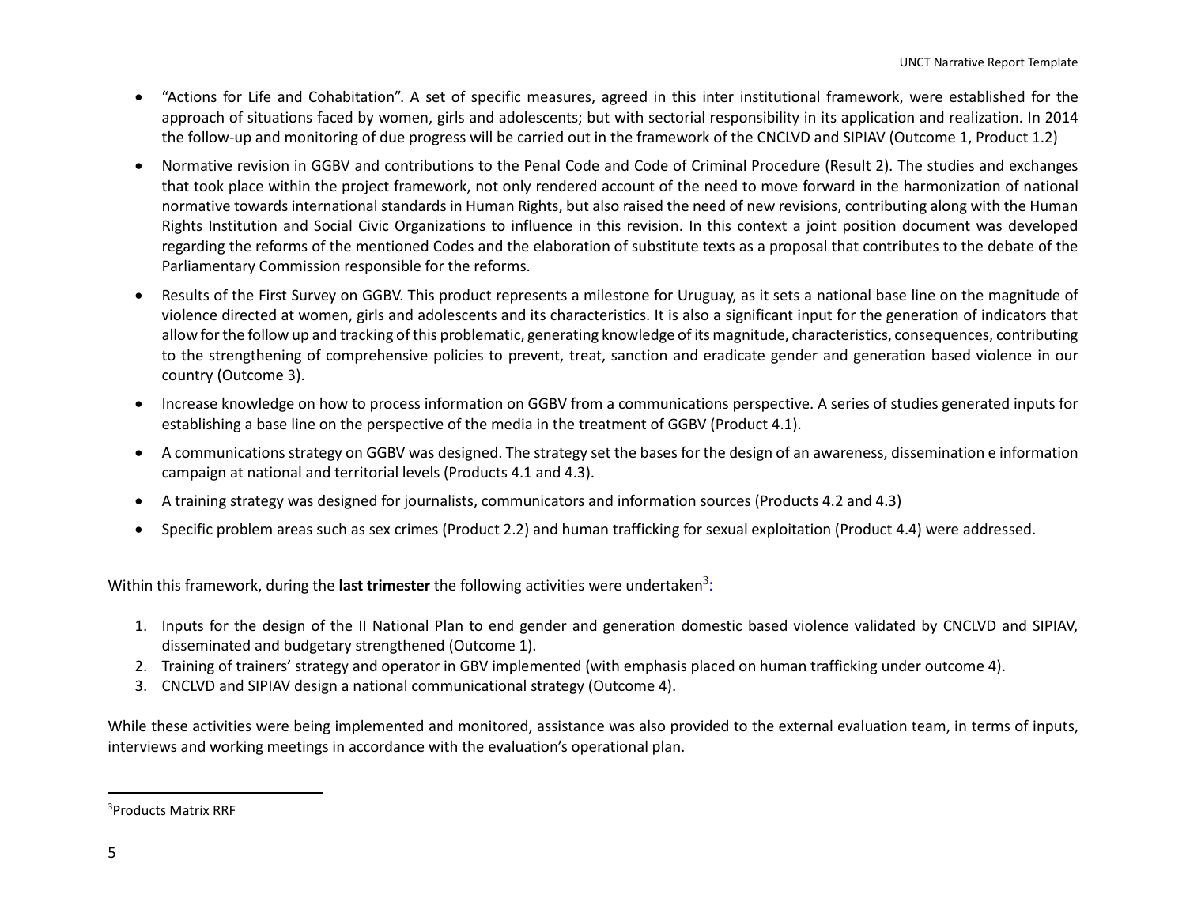- "Actions for Life and Cohabitation". A set of specific measures, agreed in this inter institutional framework, were established for the approach of situations faced by women, girls and adolescents; but with sectorial responsibility in its application and realization. In 2014 the follow-up and monitoring of due progress will be carried out in the framework of the CNCLVD and SIPIAV (Outcome 1, Product 1.2)
- Normative revision in GGBV and contributions to the Penal Code and Code of Criminal Procedure (Result 2). The studies and exchanges that took place within the project framework, not only rendered account of the need to move forward in the harmonization of national normative towards international standards in Human Rights, but also raised the need of new revisions, contributing along with the Human Rights Institution and Social Civic Organizations to influence in this revision. In this context a joint position document was developed regarding the reforms of the mentioned Codes and the elaboration of substitute texts as a proposal that contributes to the debate of the Parliamentary Commission responsible for the reforms.
- Results of the First Survey on GGBV. This product represents a milestone for Uruguay, as it sets a national base line on the magnitude of violence directed at women, girls and adolescents and its characteristics. It is also a significant input for the generation of indicators that allow for the follow up and tracking of this problematic, generating knowledge of its magnitude, characteristics, consequences, contributing to the strengthening of comprehensive policies to prevent, treat, sanction and eradicate gender and generation based violence in our country (Outcome 3).
- Increase knowledge on how to process information on GGBV from a communications perspective. A series of studies generated inputs for establishing a base line on the perspective of the media in the treatment of GGBV (Product 4.1).
- A communications strategy on GGBV was designed. The strategy set the bases for the design of an awareness, dissemination e information campaign at national and territorial levels (Products 4.1 and 4.3).
- A training strategy was designed for journalists, communicators and information sources (Products 4.2 and 4.3)
- Specific problem areas such as sex crimes (Product 2.2) and human trafficking for sexual exploitation (Product 4.4) were addressed.

Within this framework, during the **last trimester** the following activities were undertaken[3]:

1. Inputs for the design of the II National Plan to end gender and generation domestic based violence validated by CNCLVD and SIPIAV, disseminated and budgetary strengthened (Outcome 1).
2. Training of trainers' strategy and operator in GBV implemented (with emphasis placed on human trafficking under outcome 4).
3. CNCLVD and SIPIAV design a national communicational strategy (Outcome 4).

While these activities were being implemented and monitored, assistance was also provided to the external evaluation team, in terms of inputs, interviews and working meetings in accordance with the evaluation's operational plan.

---

[3]Products Matrix RRF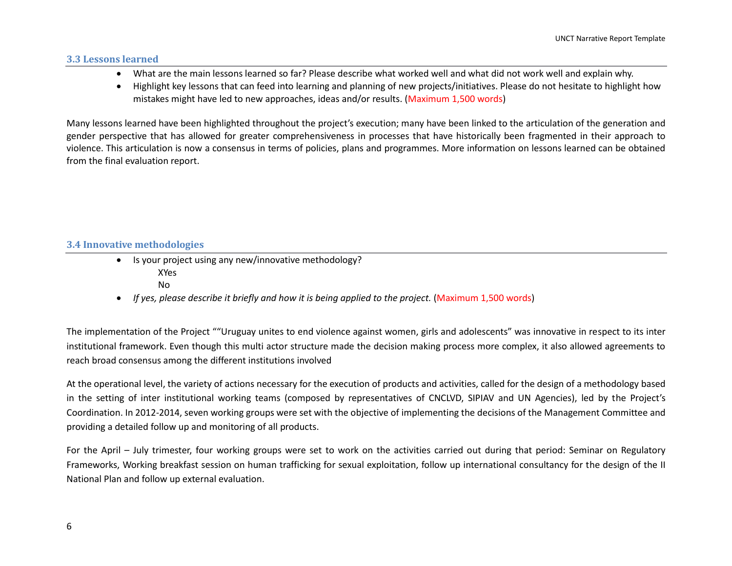### 3.3 Lessons learned

- What are the main lessons learned so far? Please describe what worked well and what did not work well and explain why.
- Highlight key lessons that can feed into learning and planning of new projects/initiatives. Please do not hesitate to highlight how mistakes might have led to new approaches, ideas and/or results. (Maximum 1,500 words)

Many lessons learned have been highlighted throughout the project's execution; many have been linked to the articulation of the generation and gender perspective that has allowed for greater comprehensiveness in processes that have historically been fragmented in their approach to violence. This articulation is now a consensus in terms of policies, plans and programmes. More information on lessons learned can be obtained from the final evaluation report.

### 3.4 Innovative methodologies

- Is your project using any new/innovative methodology?
  - XYes
  - No
- *If yes, please describe it briefly and how it is being applied to the project.* (Maximum 1,500 words)

The implementation of the Project ""Uruguay unites to end violence against women, girls and adolescents" was innovative in respect to its inter institutional framework. Even though this multi actor structure made the decision making process more complex, it also allowed agreements to reach broad consensus among the different institutions involved

At the operational level, the variety of actions necessary for the execution of products and activities, called for the design of a methodology based in the setting of inter institutional working teams (composed by representatives of CNCLVD, SIPIAV and UN Agencies), led by the Project's Coordination. In 2012-2014, seven working groups were set with the objective of implementing the decisions of the Management Committee and providing a detailed follow up and monitoring of all products.

For the April – July trimester, four working groups were set to work on the activities carried out during that period: Seminar on Regulatory Frameworks, Working breakfast session on human trafficking for sexual exploitation, follow up international consultancy for the design of the II National Plan and follow up external evaluation.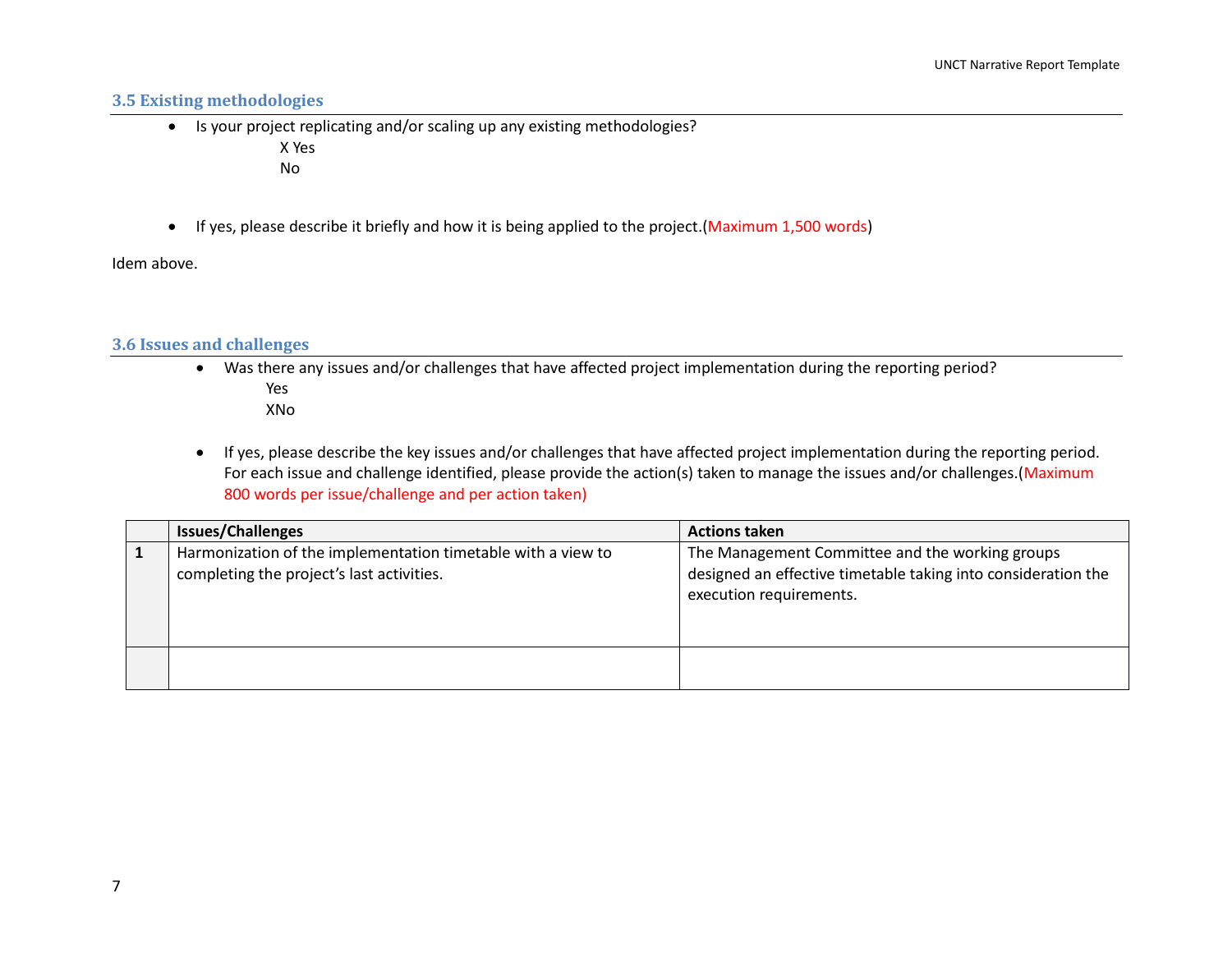### 3.5 Existing methodologies

- Is your project replicating and/or scaling up any existing methodologies?

  X Yes

  No

- If yes, please describe it briefly and how it is being applied to the project.(Maximum 1,500 words)

Idem above.

### 3.6 Issues and challenges

- Was there any issues and/or challenges that have affected project implementation during the reporting period?

  Yes

  XNo

- If yes, please describe the key issues and/or challenges that have affected project implementation during the reporting period. For each issue and challenge identified, please provide the action(s) taken to manage the issues and/or challenges.(Maximum 800 words per issue/challenge and per action taken)

| | Issues/Challenges | Actions taken |
|---|---|---|
| **1** | Harmonization of the implementation timetable with a view to completing the project's last activities. | The Management Committee and the working groups designed an effective timetable taking into consideration the execution requirements. |
| | | |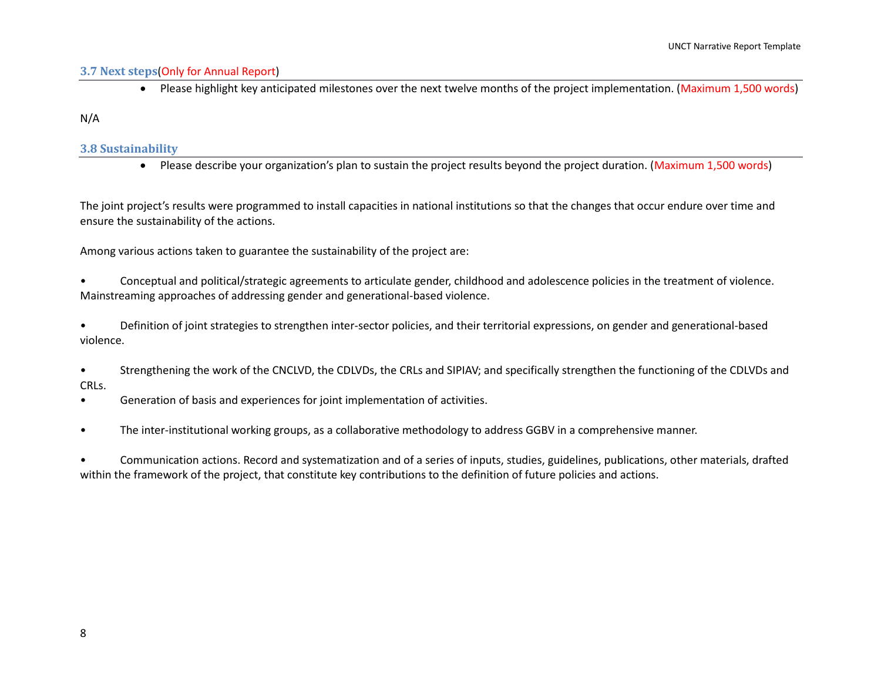### 3.7 Next steps(Only for Annual Report)

- Please highlight key anticipated milestones over the next twelve months of the project implementation. (Maximum 1,500 words)

N/A

### 3.8 Sustainability

- Please describe your organization's plan to sustain the project results beyond the project duration. (Maximum 1,500 words)

The joint project's results were programmed to install capacities in national institutions so that the changes that occur endure over time and ensure the sustainability of the actions.

Among various actions taken to guarantee the sustainability of the project are:

- Conceptual and political/strategic agreements to articulate gender, childhood and adolescence policies in the treatment of violence. Mainstreaming approaches of addressing gender and generational-based violence.

- Definition of joint strategies to strengthen inter-sector policies, and their territorial expressions, on gender and generational-based violence.

- Strengthening the work of the CNCLVD, the CDLVDs, the CRLs and SIPIAV; and specifically strengthen the functioning of the CDLVDs and CRLs.
- Generation of basis and experiences for joint implementation of activities.

- The inter-institutional working groups, as a collaborative methodology to address GGBV in a comprehensive manner.

- Communication actions. Record and systematization and of a series of inputs, studies, guidelines, publications, other materials, drafted within the framework of the project, that constitute key contributions to the definition of future policies and actions.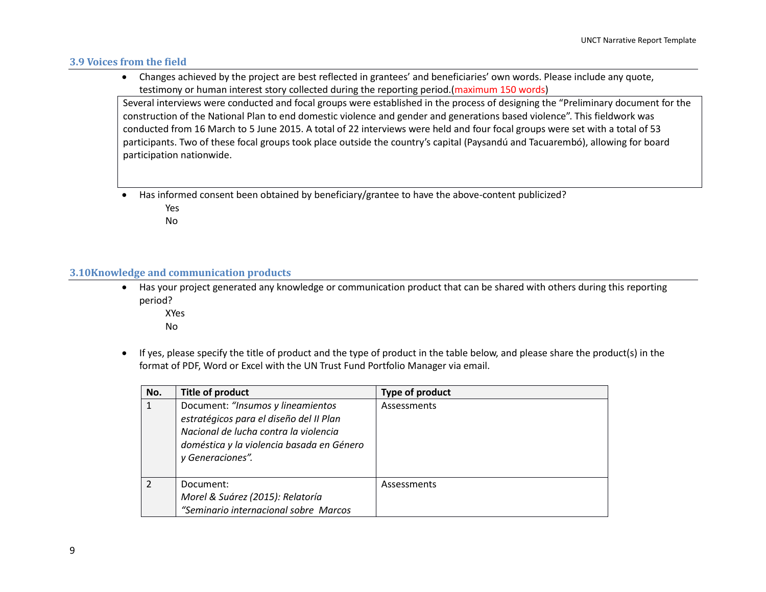### 3.9 Voices from the field

- Changes achieved by the project are best reflected in grantees' and beneficiaries' own words. Please include any quote, testimony or human interest story collected during the reporting period.(maximum 150 words)

Several interviews were conducted and focal groups were established in the process of designing the "Preliminary document for the construction of the National Plan to end domestic violence and gender and generations based violence". This fieldwork was conducted from 16 March to 5 June 2015. A total of 22 interviews were held and four focal groups were set with a total of 53 participants. Two of these focal groups took place outside the country's capital (Paysandú and Tacuarembó), allowing for board participation nationwide.

- Has informed consent been obtained by beneficiary/grantee to have the above-content publicized?
  - Yes
  - No

### 3.10Knowledge and communication products

- Has your project generated any knowledge or communication product that can be shared with others during this reporting period?
  - XYes
  - No

- If yes, please specify the title of product and the type of product in the table below, and please share the product(s) in the format of PDF, Word or Excel with the UN Trust Fund Portfolio Manager via email.

| No. | Title of product | Type of product |
|---|---|---|
| 1 | Document: *"Insumos y lineamientos estratégicos para el diseño del II Plan Nacional de lucha contra la violencia doméstica y la violencia basada en Género y Generaciones".* | Assessments |
| 2 | Document: *Morel & Suárez (2015): Relatoría "Seminario internacional sobre Marcos* | Assessments |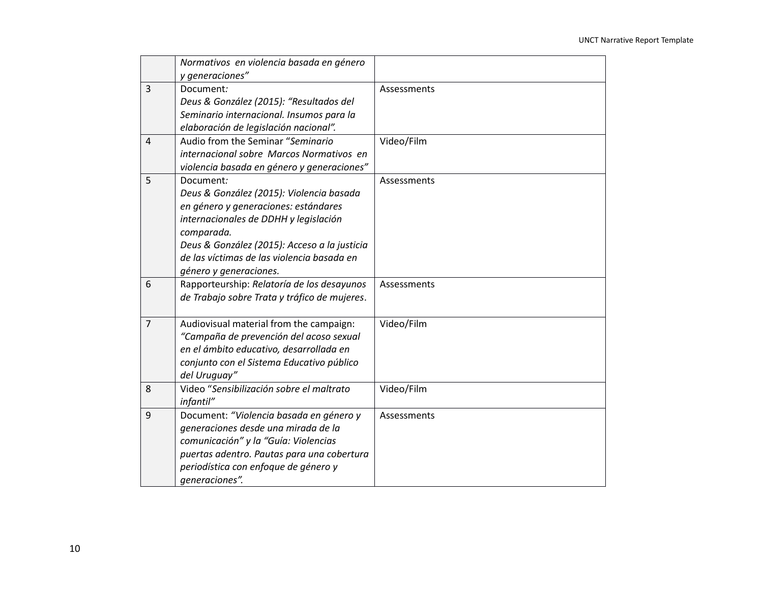| | | |
|---|---|---|
| | *Normativos en violencia basada en género y generaciones"* | |
| 3 | Document*:*<br>*Deus & González (2015): "Resultados del Seminario internacional. Insumos para la elaboración de legislación nacional".* | Assessments |
| 4 | Audio from the Seminar "*Seminario internacional sobre Marcos Normativos en violencia basada en género y generaciones"* | Video/Film |
| 5 | Document*:*<br>*Deus & González (2015): Violencia basada en género y generaciones: estándares internacionales de DDHH y legislación comparada.*<br>*Deus & González (2015): Acceso a la justicia de las víctimas de las violencia basada en género y generaciones.* | Assessments |
| 6 | Rapporteurship: *Relatoría de los desayunos de Trabajo sobre Trata y tráfico de mujeres*. | Assessments |
| 7 | Audiovisual material from the campaign: *"Campaña de prevención del acoso sexual en el ámbito educativo, desarrollada en conjunto con el Sistema Educativo público del Uruguay"* | Video/Film |
| 8 | Video "*Sensibilización sobre el maltrato infantil"* | Video/Film |
| 9 | Document: *"Violencia basada en género y generaciones desde una mirada de la comunicación" y la "Guía: Violencias puertas adentro. Pautas para una cobertura periodística con enfoque de género y generaciones".* | Assessments |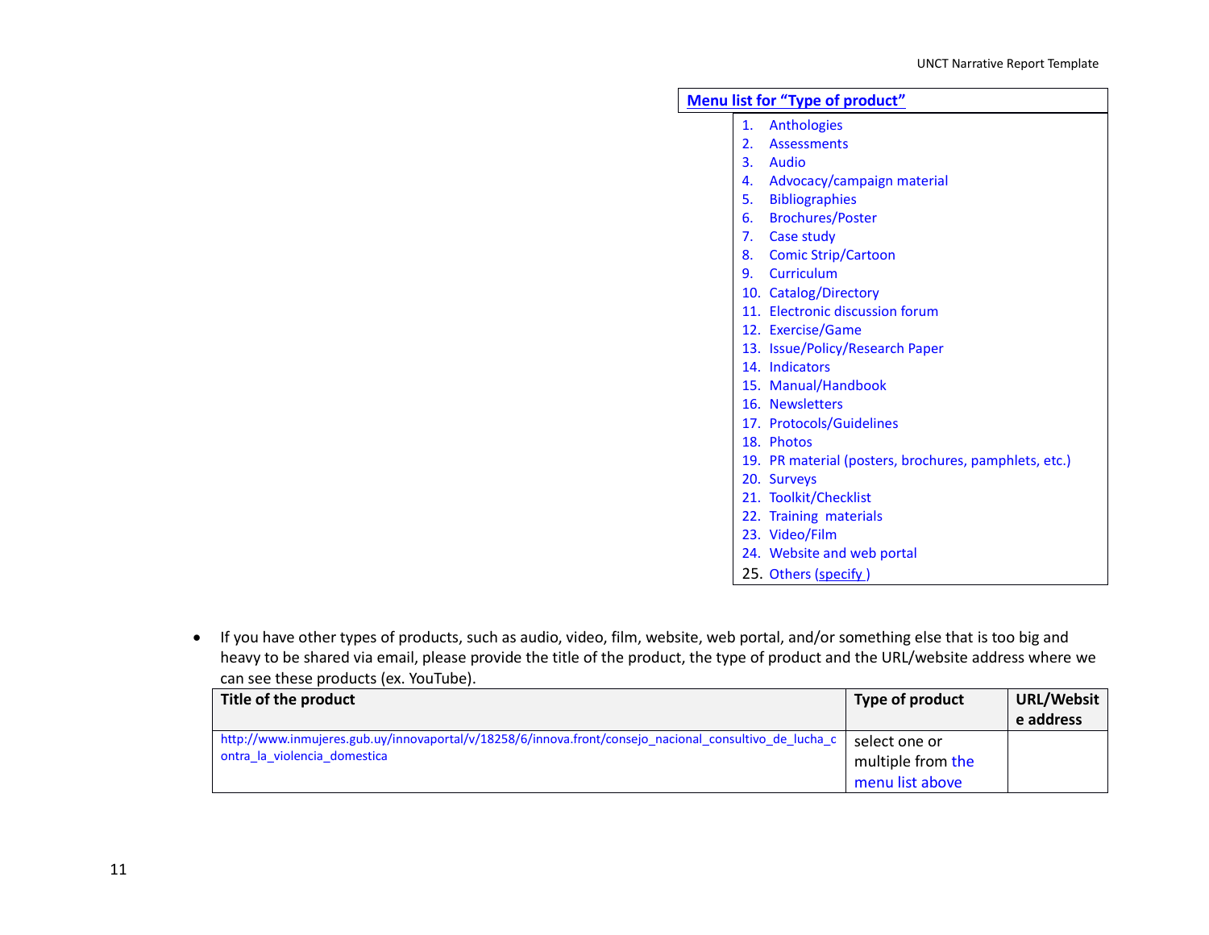**Menu list for "Type of product"**

1. Anthologies
2. Assessments
3. Audio
4. Advocacy/campaign material
5. Bibliographies
6. Brochures/Poster
7. Case study
8. Comic Strip/Cartoon
9. Curriculum
10. Catalog/Directory
11. Electronic discussion forum
12. Exercise/Game
13. Issue/Policy/Research Paper
14. Indicators
15. Manual/Handbook
16. Newsletters
17. Protocols/Guidelines
18. Photos
19. PR material (posters, brochures, pamphlets, etc.)
20. Surveys
21. Toolkit/Checklist
22. Training materials
23. Video/Film
24. Website and web portal
25. Others (specify )

- If you have other types of products, such as audio, video, film, website, web portal, and/or something else that is too big and heavy to be shared via email, please provide the title of the product, the type of product and the URL/website address where we can see these products (ex. YouTube).

| Title of the product | Type of product | URL/Website address |
| --- | --- | --- |
| http://www.inmujeres.gub.uy/innovaportal/v/18258/6/innova.front/consejo_nacional_consultivo_de_lucha_contra_la_violencia_domestica | select one or multiple from the menu list above | |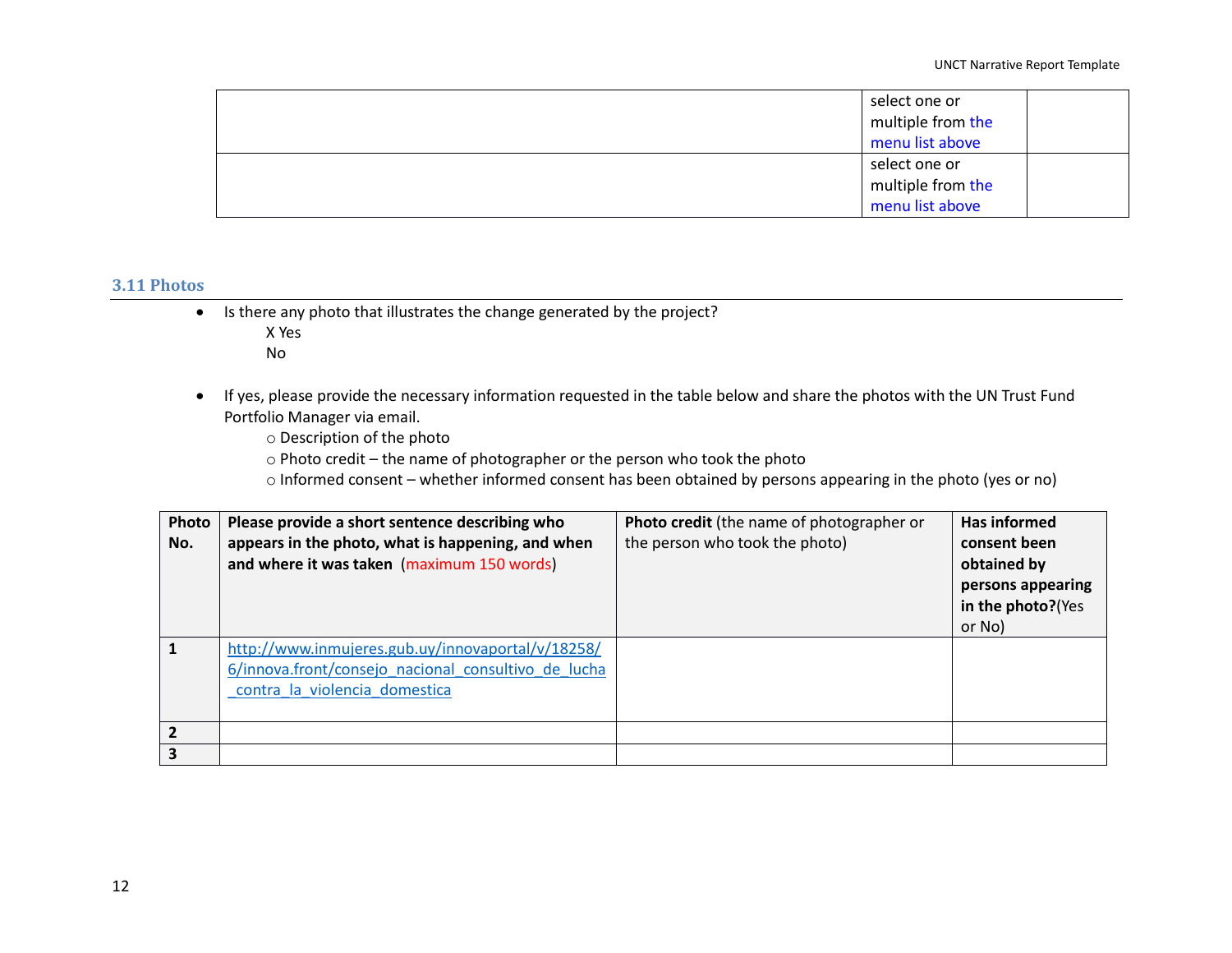| | | |
|---|---|---|
| | select one or multiple from the menu list above | |
| | select one or multiple from the menu list above | |

### 3.11 Photos

- Is there any photo that illustrates the change generated by the project?

  X Yes

  No

- If yes, please provide the necessary information requested in the table below and share the photos with the UN Trust Fund Portfolio Manager via email.
  - Description of the photo
  - Photo credit – the name of photographer or the person who took the photo
  - Informed consent – whether informed consent has been obtained by persons appearing in the photo (yes or no)

| Photo No. | Please provide a short sentence describing who appears in the photo, what is happening, and when and where it was taken (maximum 150 words) | Photo credit (the name of photographer or the person who took the photo) | Has informed consent been obtained by persons appearing in the photo?(Yes or No) |
|---|---|---|---|
| 1 | http://www.inmujeres.gub.uy/innovaportal/v/18258/6/innova.front/consejo_nacional_consultivo_de_lucha_contra_la_violencia_domestica | | |
| 2 | | | |
| 3 | | | |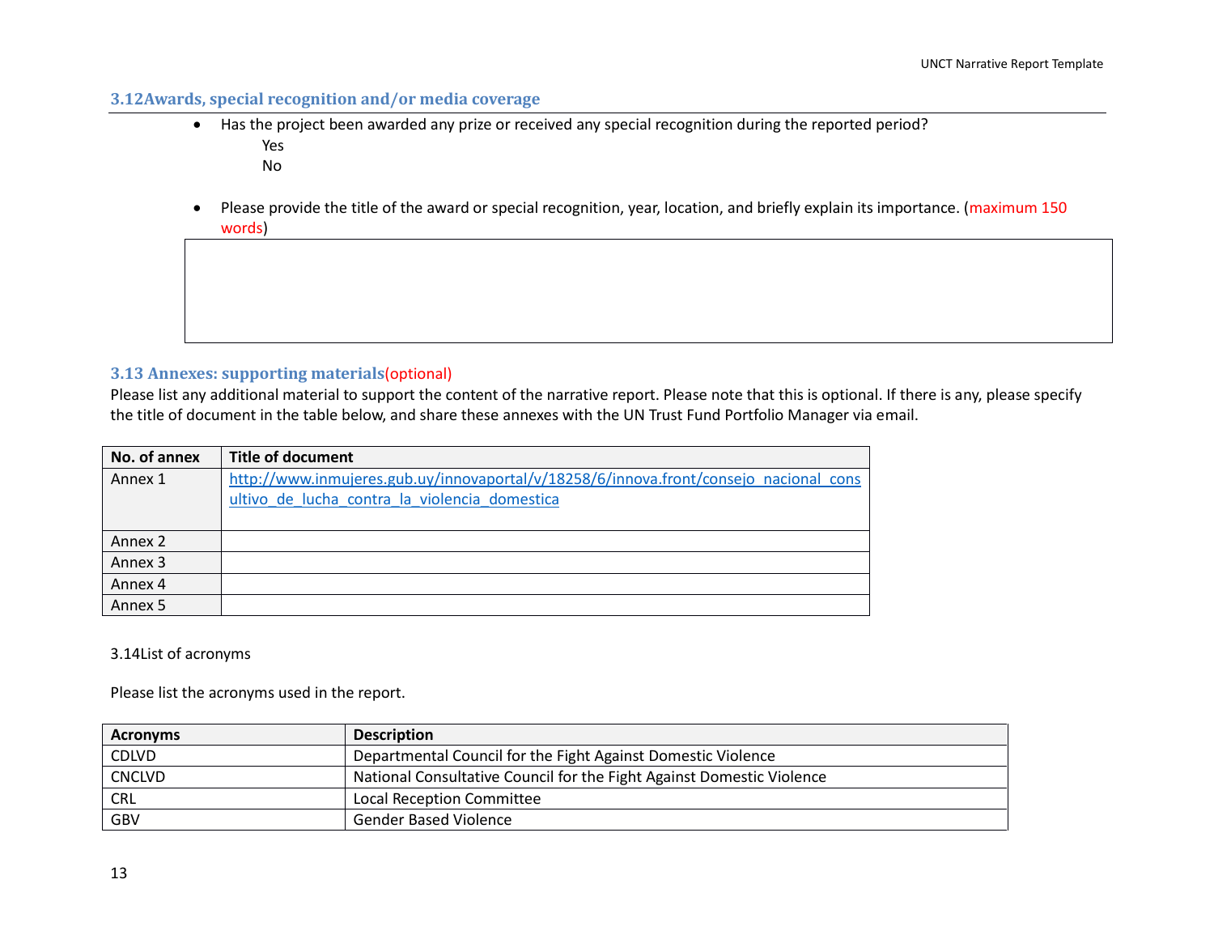### 3.12 Awards, special recognition and/or media coverage

- Has the project been awarded any prize or received any special recognition during the reported period?
  - Yes
  - No
- Please provide the title of the award or special recognition, year, location, and briefly explain its importance. (maximum 150 words)

|  |
|---|
|  |

### 3.13 Annexes: supporting materials (optional)

Please list any additional material to support the content of the narrative report. Please note that this is optional. If there is any, please specify the title of document in the table below, and share these annexes with the UN Trust Fund Portfolio Manager via email.

| No. of annex | Title of document |
|---|---|
| Annex 1 | http://www.inmujeres.gub.uy/innovaportal/v/18258/6/innova.front/consejo_nacional_consultivo_de_lucha_contra_la_violencia_domestica |
| Annex 2 | |
| Annex 3 | |
| Annex 4 | |
| Annex 5 | |

3.14 List of acronyms

Please list the acronyms used in the report.

| Acronyms | Description |
|---|---|
| CDLVD | Departmental Council for the Fight Against Domestic Violence |
| CNCLVD | National Consultative Council for the Fight Against Domestic Violence |
| CRL | Local Reception Committee |
| GBV | Gender Based Violence |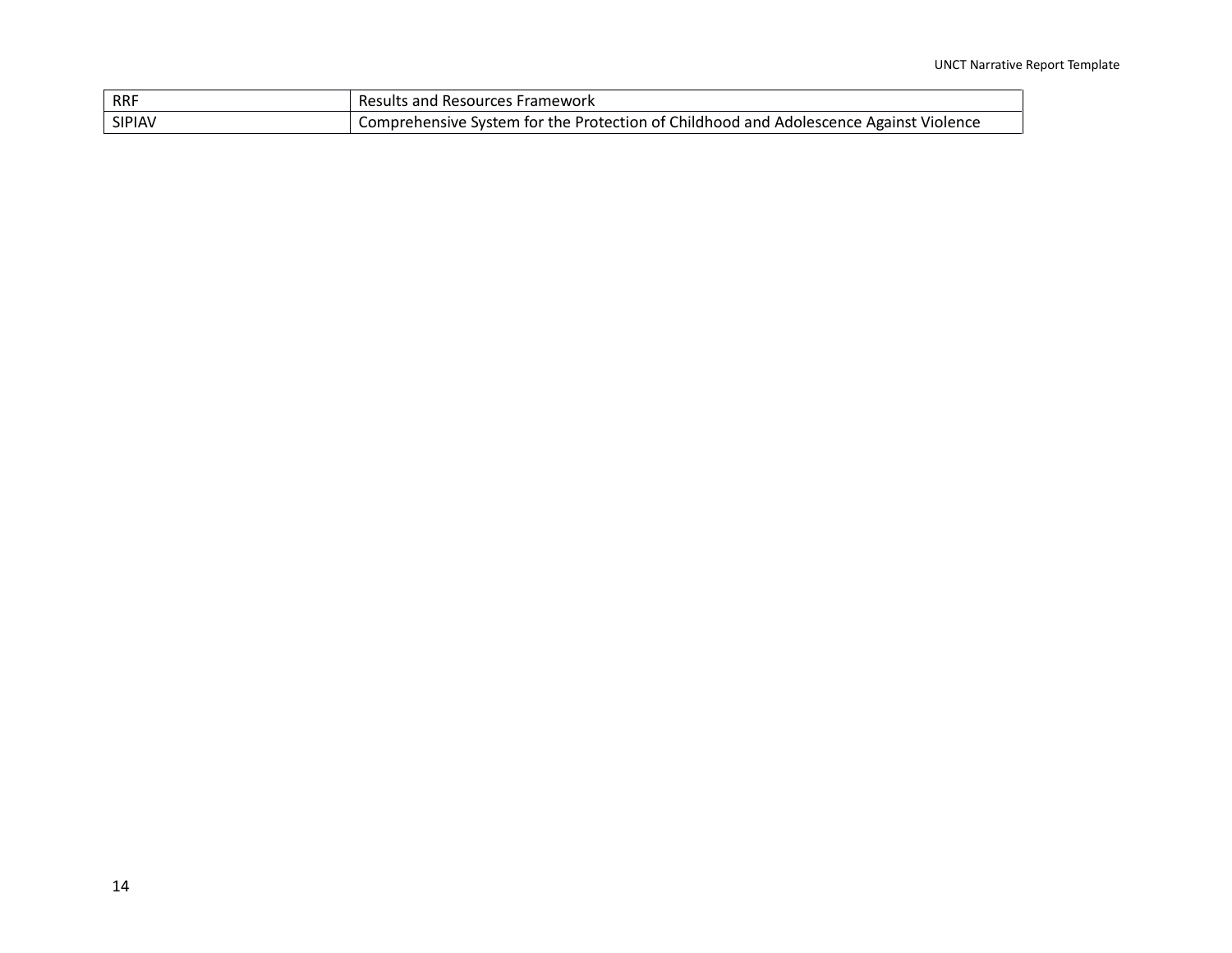| | |
|---|---|
| RRF | Results and Resources Framework |
| SIPIAV | Comprehensive System for the Protection of Childhood and Adolescence Against Violence |